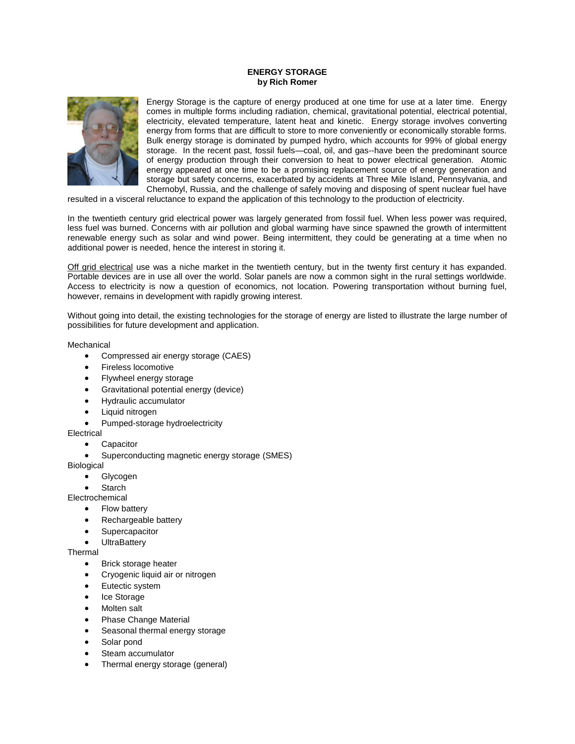# ENERGY STORAGE
**by Rich Romer**

Energy Storage is the capture of energy produced at one time for use at a later time. Energy comes in multiple forms including radiation, chemical, gravitational potential, electrical potential, electricity, elevated temperature, latent heat and kinetic. Energy storage involves converting energy from forms that are difficult to store to more conveniently or economically storable forms. Bulk energy storage is dominated by pumped hydro, which accounts for 99% of global energy storage. In the recent past, fossil fuels—coal, oil, and gas--have been the predominant source of energy production through their conversion to heat to power electrical generation. Atomic energy appeared at one time to be a promising replacement source of energy generation and storage but safety concerns, exacerbated by accidents at Three Mile Island, Pennsylvania, and Chernobyl, Russia, and the challenge of safely moving and disposing of spent nuclear fuel have resulted in a visceral reluctance to expand the application of this technology to the production of electricity.

In the twentieth century grid electrical power was largely generated from fossil fuel. When less power was required, less fuel was burned. Concerns with air pollution and global warming have since spawned the growth of intermittent renewable energy such as solar and wind power. Being intermittent, they could be generating at a time when no additional power is needed, hence the interest in storing it.

Off grid electrical use was a niche market in the twentieth century, but in the twenty first century it has expanded. Portable devices are in use all over the world. Solar panels are now a common sight in the rural settings worldwide. Access to electricity is now a question of economics, not location. Powering transportation without burning fuel, however, remains in development with rapidly growing interest.

Without going into detail, the existing technologies for the storage of energy are listed to illustrate the large number of possibilities for future development and application.

Mechanical

- Compressed air energy storage (CAES)
- Fireless locomotive
- Flywheel energy storage
- Gravitational potential energy (device)
- Hydraulic accumulator
- Liquid nitrogen
- Pumped-storage hydroelectricity

Electrical

- Capacitor
- Superconducting magnetic energy storage (SMES)

Biological

- Glycogen
- Starch

Electrochemical

- Flow battery
- Rechargeable battery
- Supercapacitor
- UltraBattery

Thermal

- Brick storage heater
- Cryogenic liquid air or nitrogen
- Eutectic system
- Ice Storage
- Molten salt
- Phase Change Material
- Seasonal thermal energy storage
- Solar pond
- Steam accumulator
- Thermal energy storage (general)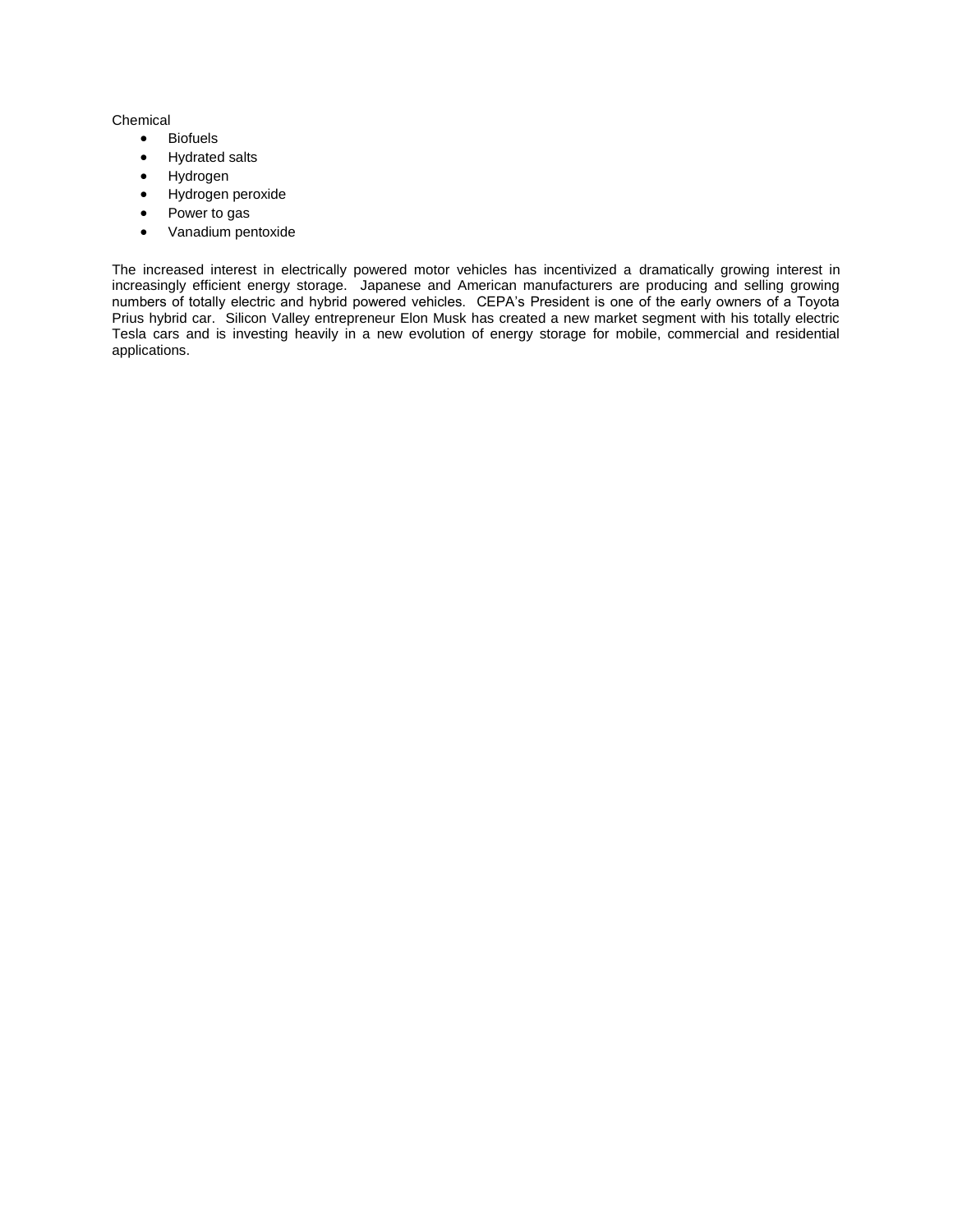Chemical

- Biofuels
- Hydrated salts
- Hydrogen
- Hydrogen peroxide
- Power to gas
- Vanadium pentoxide

The increased interest in electrically powered motor vehicles has incentivized a dramatically growing interest in increasingly efficient energy storage. Japanese and American manufacturers are producing and selling growing numbers of totally electric and hybrid powered vehicles. CEPA's President is one of the early owners of a Toyota Prius hybrid car. Silicon Valley entrepreneur Elon Musk has created a new market segment with his totally electric Tesla cars and is investing heavily in a new evolution of energy storage for mobile, commercial and residential applications.